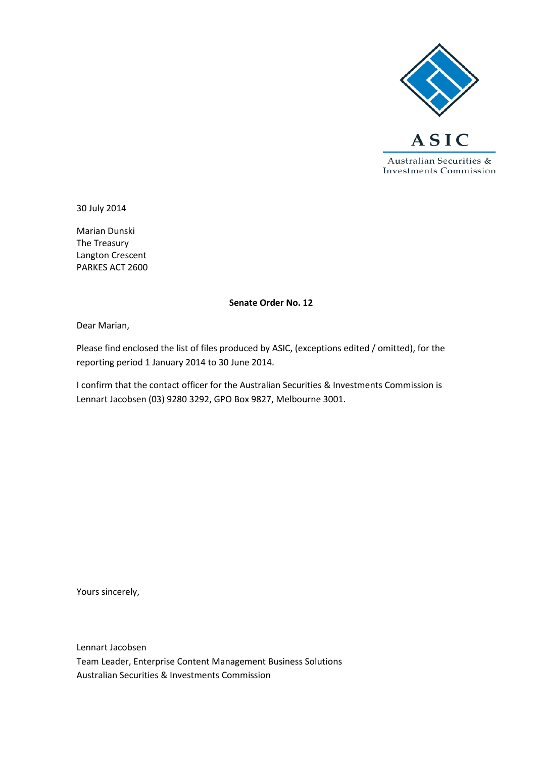ASIC

Australian Securities & Investments Commission

30 July 2014

Marian Dunski
The Treasury
Langton Crescent
PARKES ACT 2600

**Senate Order No. 12**

Dear Marian,

Please find enclosed the list of files produced by ASIC, (exceptions edited / omitted), for the reporting period 1 January 2014 to 30 June 2014.

I confirm that the contact officer for the Australian Securities & Investments Commission is Lennart Jacobsen (03) 9280 3292, GPO Box 9827, Melbourne 3001.

Yours sincerely,

Lennart Jacobsen
Team Leader, Enterprise Content Management Business Solutions
Australian Securities & Investments Commission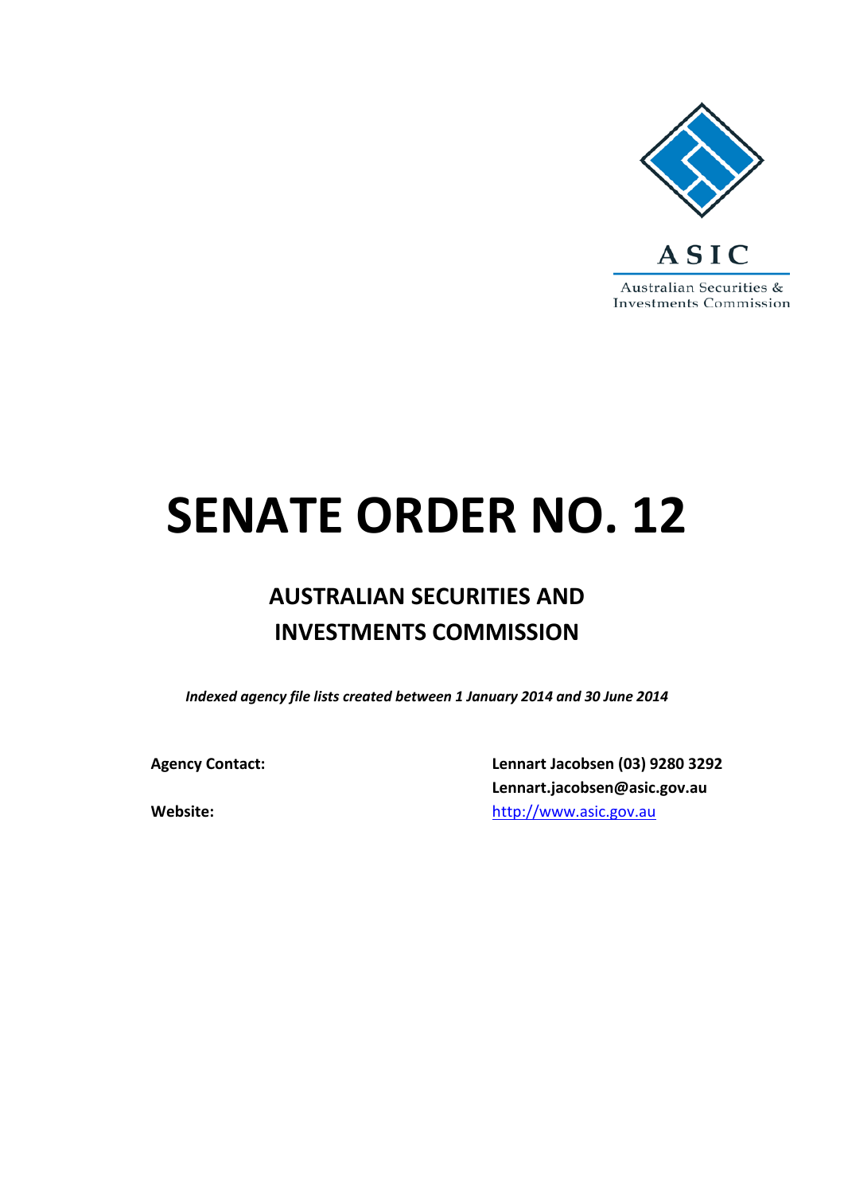ASIC

Australian Securities & Investments Commission

# SENATE ORDER NO. 12

## AUSTRALIAN SECURITIES AND INVESTMENTS COMMISSION

*Indexed agency file lists created between 1 January 2014 and 30 June 2014*

| | |
|---|---|
| **Agency Contact:** | **Lennart Jacobsen (03) 9280 3292** |
| | **Lennart.jacobsen@asic.gov.au** |
| **Website:** | http://www.asic.gov.au |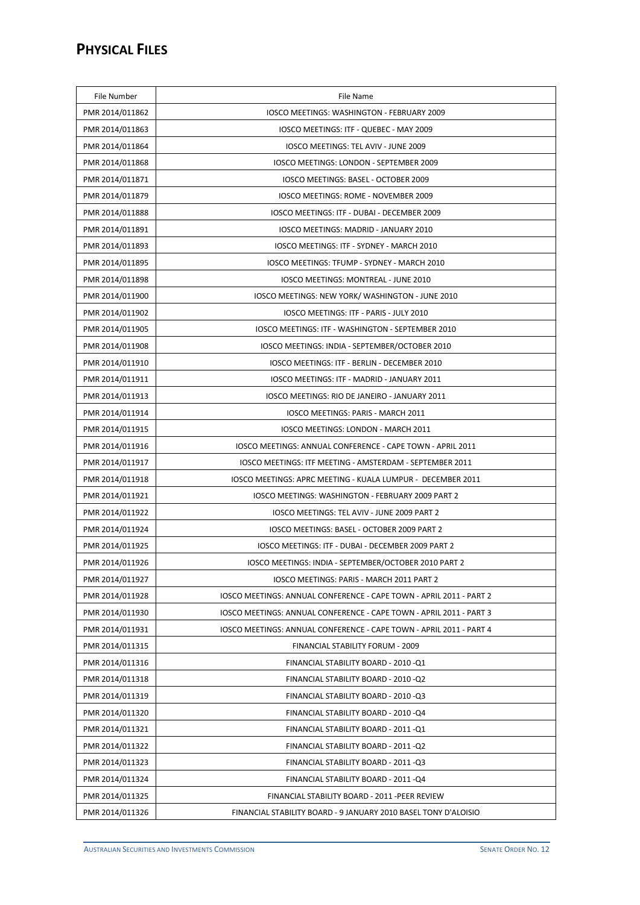## PHYSICAL FILES

| File Number | File Name |
|---|---|
| PMR 2014/011862 | IOSCO MEETINGS: WASHINGTON - FEBRUARY 2009 |
| PMR 2014/011863 | IOSCO MEETINGS: ITF - QUEBEC - MAY 2009 |
| PMR 2014/011864 | IOSCO MEETINGS: TEL AVIV - JUNE 2009 |
| PMR 2014/011868 | IOSCO MEETINGS: LONDON - SEPTEMBER 2009 |
| PMR 2014/011871 | IOSCO MEETINGS: BASEL - OCTOBER 2009 |
| PMR 2014/011879 | IOSCO MEETINGS: ROME - NOVEMBER 2009 |
| PMR 2014/011888 | IOSCO MEETINGS: ITF - DUBAI - DECEMBER 2009 |
| PMR 2014/011891 | IOSCO MEETINGS: MADRID - JANUARY 2010 |
| PMR 2014/011893 | IOSCO MEETINGS: ITF - SYDNEY - MARCH 2010 |
| PMR 2014/011895 | IOSCO MEETINGS: TFUMP - SYDNEY - MARCH 2010 |
| PMR 2014/011898 | IOSCO MEETINGS: MONTREAL - JUNE 2010 |
| PMR 2014/011900 | IOSCO MEETINGS: NEW YORK/ WASHINGTON - JUNE 2010 |
| PMR 2014/011902 | IOSCO MEETINGS: ITF - PARIS - JULY 2010 |
| PMR 2014/011905 | IOSCO MEETINGS: ITF - WASHINGTON - SEPTEMBER 2010 |
| PMR 2014/011908 | IOSCO MEETINGS: INDIA - SEPTEMBER/OCTOBER 2010 |
| PMR 2014/011910 | IOSCO MEETINGS: ITF - BERLIN - DECEMBER 2010 |
| PMR 2014/011911 | IOSCO MEETINGS: ITF - MADRID - JANUARY 2011 |
| PMR 2014/011913 | IOSCO MEETINGS: RIO DE JANEIRO - JANUARY 2011 |
| PMR 2014/011914 | IOSCO MEETINGS: PARIS - MARCH 2011 |
| PMR 2014/011915 | IOSCO MEETINGS: LONDON - MARCH 2011 |
| PMR 2014/011916 | IOSCO MEETINGS: ANNUAL CONFERENCE - CAPE TOWN - APRIL 2011 |
| PMR 2014/011917 | IOSCO MEETINGS: ITF MEETING - AMSTERDAM - SEPTEMBER 2011 |
| PMR 2014/011918 | IOSCO MEETINGS: APRC MEETING - KUALA LUMPUR - DECEMBER 2011 |
| PMR 2014/011921 | IOSCO MEETINGS: WASHINGTON - FEBRUARY 2009 PART 2 |
| PMR 2014/011922 | IOSCO MEETINGS: TEL AVIV - JUNE 2009 PART 2 |
| PMR 2014/011924 | IOSCO MEETINGS: BASEL - OCTOBER 2009 PART 2 |
| PMR 2014/011925 | IOSCO MEETINGS: ITF - DUBAI - DECEMBER 2009 PART 2 |
| PMR 2014/011926 | IOSCO MEETINGS: INDIA - SEPTEMBER/OCTOBER 2010 PART 2 |
| PMR 2014/011927 | IOSCO MEETINGS: PARIS - MARCH 2011 PART 2 |
| PMR 2014/011928 | IOSCO MEETINGS: ANNUAL CONFERENCE - CAPE TOWN - APRIL 2011 - PART 2 |
| PMR 2014/011930 | IOSCO MEETINGS: ANNUAL CONFERENCE - CAPE TOWN - APRIL 2011 - PART 3 |
| PMR 2014/011931 | IOSCO MEETINGS: ANNUAL CONFERENCE - CAPE TOWN - APRIL 2011 - PART 4 |
| PMR 2014/011315 | FINANCIAL STABILITY FORUM - 2009 |
| PMR 2014/011316 | FINANCIAL STABILITY BOARD - 2010 -Q1 |
| PMR 2014/011318 | FINANCIAL STABILITY BOARD - 2010 -Q2 |
| PMR 2014/011319 | FINANCIAL STABILITY BOARD - 2010 -Q3 |
| PMR 2014/011320 | FINANCIAL STABILITY BOARD - 2010 -Q4 |
| PMR 2014/011321 | FINANCIAL STABILITY BOARD - 2011 -Q1 |
| PMR 2014/011322 | FINANCIAL STABILITY BOARD - 2011 -Q2 |
| PMR 2014/011323 | FINANCIAL STABILITY BOARD - 2011 -Q3 |
| PMR 2014/011324 | FINANCIAL STABILITY BOARD - 2011 -Q4 |
| PMR 2014/011325 | FINANCIAL STABILITY BOARD - 2011 -PEER REVIEW |
| PMR 2014/011326 | FINANCIAL STABILITY BOARD - 9 JANUARY 2010 BASEL TONY D'ALOISIO |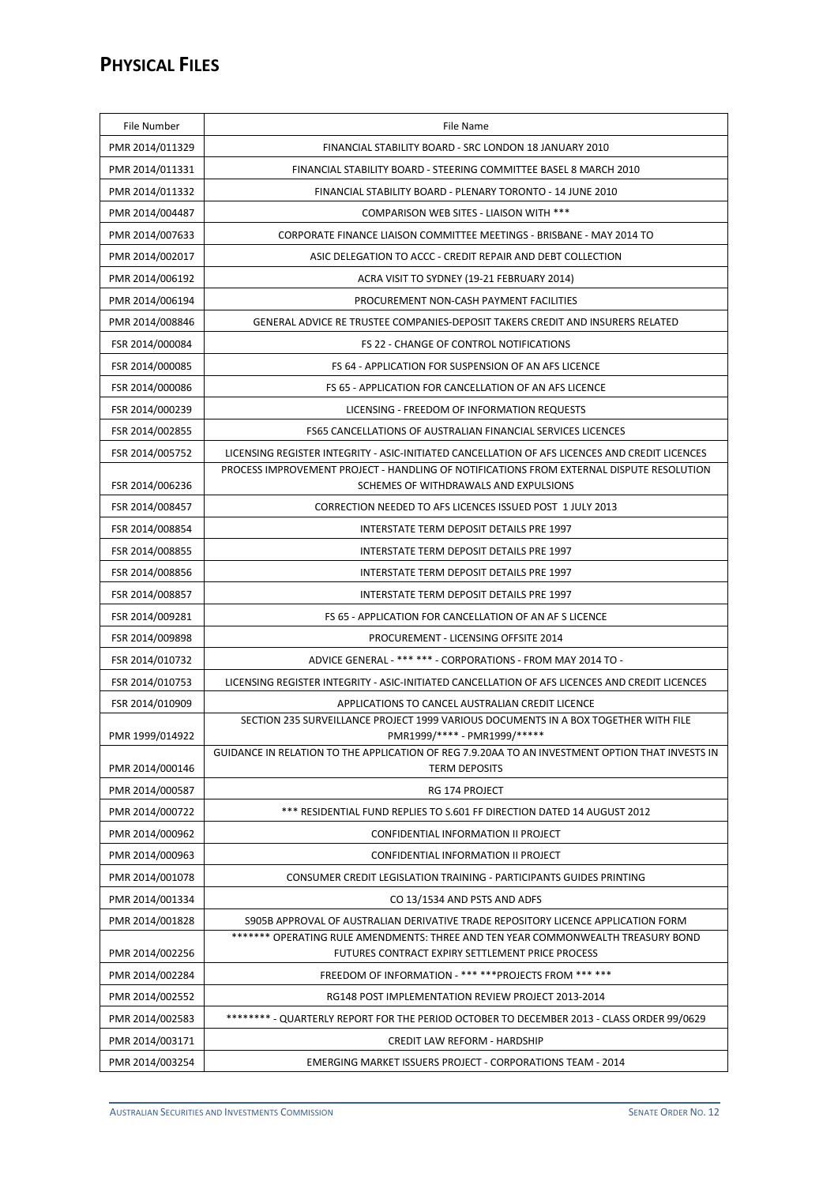# PHYSICAL FILES

| File Number | File Name |
| --- | --- |
| PMR 2014/011329 | FINANCIAL STABILITY BOARD - SRC LONDON 18 JANUARY 2010 |
| PMR 2014/011331 | FINANCIAL STABILITY BOARD - STEERING COMMITTEE BASEL 8 MARCH 2010 |
| PMR 2014/011332 | FINANCIAL STABILITY BOARD - PLENARY TORONTO - 14 JUNE 2010 |
| PMR 2014/004487 | COMPARISON WEB SITES - LIAISON WITH *** |
| PMR 2014/007633 | CORPORATE FINANCE LIAISON COMMITTEE MEETINGS - BRISBANE - MAY 2014 TO |
| PMR 2014/002017 | ASIC DELEGATION TO ACCC - CREDIT REPAIR AND DEBT COLLECTION |
| PMR 2014/006192 | ACRA VISIT TO SYDNEY (19-21 FEBRUARY 2014) |
| PMR 2014/006194 | PROCUREMENT NON-CASH PAYMENT FACILITIES |
| PMR 2014/008846 | GENERAL ADVICE RE TRUSTEE COMPANIES-DEPOSIT TAKERS CREDIT AND INSURERS RELATED |
| FSR 2014/000084 | FS 22 - CHANGE OF CONTROL NOTIFICATIONS |
| FSR 2014/000085 | FS 64 - APPLICATION FOR SUSPENSION OF AN AFS LICENCE |
| FSR 2014/000086 | FS 65 - APPLICATION FOR CANCELLATION OF AN AFS LICENCE |
| FSR 2014/000239 | LICENSING - FREEDOM OF INFORMATION REQUESTS |
| FSR 2014/002855 | FS65 CANCELLATIONS OF AUSTRALIAN FINANCIAL SERVICES LICENCES |
| FSR 2014/005752 | LICENSING REGISTER INTEGRITY - ASIC-INITIATED CANCELLATION OF AFS LICENCES AND CREDIT LICENCES |
| FSR 2014/006236 | PROCESS IMPROVEMENT PROJECT - HANDLING OF NOTIFICATIONS FROM EXTERNAL DISPUTE RESOLUTION SCHEMES OF WITHDRAWALS AND EXPULSIONS |
| FSR 2014/008457 | CORRECTION NEEDED TO AFS LICENCES ISSUED POST 1 JULY 2013 |
| FSR 2014/008854 | INTERSTATE TERM DEPOSIT DETAILS PRE 1997 |
| FSR 2014/008855 | INTERSTATE TERM DEPOSIT DETAILS PRE 1997 |
| FSR 2014/008856 | INTERSTATE TERM DEPOSIT DETAILS PRE 1997 |
| FSR 2014/008857 | INTERSTATE TERM DEPOSIT DETAILS PRE 1997 |
| FSR 2014/009281 | FS 65 - APPLICATION FOR CANCELLATION OF AN AF S LICENCE |
| FSR 2014/009898 | PROCUREMENT - LICENSING OFFSITE 2014 |
| FSR 2014/010732 | ADVICE GENERAL - *** *** - CORPORATIONS - FROM MAY 2014 TO - |
| FSR 2014/010753 | LICENSING REGISTER INTEGRITY - ASIC-INITIATED CANCELLATION OF AFS LICENCES AND CREDIT LICENCES |
| FSR 2014/010909 | APPLICATIONS TO CANCEL AUSTRALIAN CREDIT LICENCE |
| PMR 1999/014922 | SECTION 235 SURVEILLANCE PROJECT 1999 VARIOUS DOCUMENTS IN A BOX TOGETHER WITH FILE PMR1999/**** - PMR1999/***** |
| PMR 2014/000146 | GUIDANCE IN RELATION TO THE APPLICATION OF REG 7.9.20AA TO AN INVESTMENT OPTION THAT INVESTS IN TERM DEPOSITS |
| PMR 2014/000587 | RG 174 PROJECT |
| PMR 2014/000722 | *** RESIDENTIAL FUND REPLIES TO S.601 FF DIRECTION DATED 14 AUGUST 2012 |
| PMR 2014/000962 | CONFIDENTIAL INFORMATION II PROJECT |
| PMR 2014/000963 | CONFIDENTIAL INFORMATION II PROJECT |
| PMR 2014/001078 | CONSUMER CREDIT LEGISLATION TRAINING - PARTICIPANTS GUIDES PRINTING |
| PMR 2014/001334 | CO 13/1534 AND PSTS AND ADFS |
| PMR 2014/001828 | S905B APPROVAL OF AUSTRALIAN DERIVATIVE TRADE REPOSITORY LICENCE APPLICATION FORM |
| PMR 2014/002256 | ******* OPERATING RULE AMENDMENTS: THREE AND TEN YEAR COMMONWEALTH TREASURY BOND FUTURES CONTRACT EXPIRY SETTLEMENT PRICE PROCESS |
| PMR 2014/002284 | FREEDOM OF INFORMATION - *** ***PROJECTS FROM *** *** |
| PMR 2014/002552 | RG148 POST IMPLEMENTATION REVIEW PROJECT 2013-2014 |
| PMR 2014/002583 | ******** - QUARTERLY REPORT FOR THE PERIOD OCTOBER TO DECEMBER 2013 - CLASS ORDER 99/0629 |
| PMR 2014/003171 | CREDIT LAW REFORM - HARDSHIP |
| PMR 2014/003254 | EMERGING MARKET ISSUERS PROJECT - CORPORATIONS TEAM - 2014 |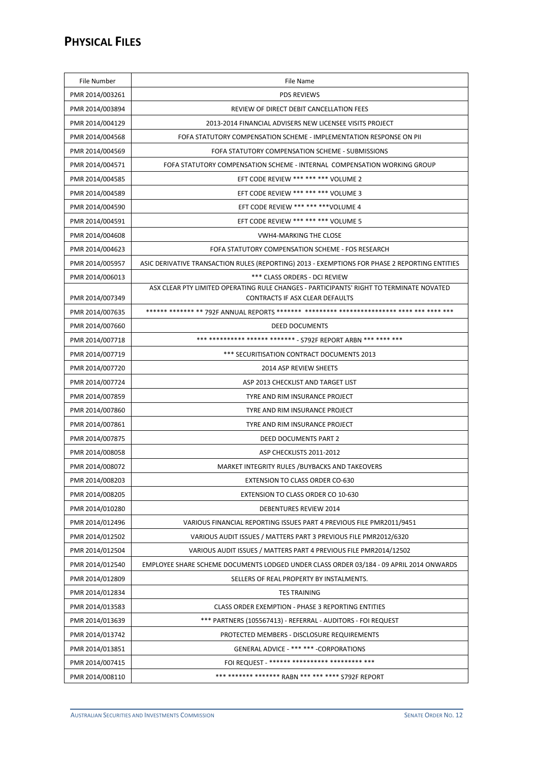## PHYSICAL FILES

| File Number | File Name |
|---|---|
| PMR 2014/003261 | PDS REVIEWS |
| PMR 2014/003894 | REVIEW OF DIRECT DEBIT CANCELLATION FEES |
| PMR 2014/004129 | 2013-2014 FINANCIAL ADVISERS NEW LICENSEE VISITS PROJECT |
| PMR 2014/004568 | FOFA STATUTORY COMPENSATION SCHEME - IMPLEMENTATION RESPONSE ON PII |
| PMR 2014/004569 | FOFA STATUTORY COMPENSATION SCHEME - SUBMISSIONS |
| PMR 2014/004571 | FOFA STATUTORY COMPENSATION SCHEME - INTERNAL COMPENSATION WORKING GROUP |
| PMR 2014/004585 | EFT CODE REVIEW *** *** *** VOLUME 2 |
| PMR 2014/004589 | EFT CODE REVIEW *** *** *** VOLUME 3 |
| PMR 2014/004590 | EFT CODE REVIEW *** *** ***VOLUME 4 |
| PMR 2014/004591 | EFT CODE REVIEW *** *** *** VOLUME 5 |
| PMR 2014/004608 | VWH4-MARKING THE CLOSE |
| PMR 2014/004623 | FOFA STATUTORY COMPENSATION SCHEME - FOS RESEARCH |
| PMR 2014/005957 | ASIC DERIVATIVE TRANSACTION RULES (REPORTING) 2013 - EXEMPTIONS FOR PHASE 2 REPORTING ENTITIES |
| PMR 2014/006013 | *** CLASS ORDERS - DCI REVIEW |
| PMR 2014/007349 | ASX CLEAR PTY LIMITED OPERATING RULE CHANGES - PARTICIPANTS' RIGHT TO TERMINATE NOVATED CONTRACTS IF ASX CLEAR DEFAULTS |
| PMR 2014/007635 | ****** ******* ** 792F ANNUAL REPORTS ******* ********* **************** **** *** **** *** |
| PMR 2014/007660 | DEED DOCUMENTS |
| PMR 2014/007718 | *** ********** ****** ******* - S792F REPORT ARBN *** **** *** |
| PMR 2014/007719 | *** SECURITISATION CONTRACT DOCUMENTS 2013 |
| PMR 2014/007720 | 2014 ASP REVIEW SHEETS |
| PMR 2014/007724 | ASP 2013 CHECKLIST AND TARGET LIST |
| PMR 2014/007859 | TYRE AND RIM INSURANCE PROJECT |
| PMR 2014/007860 | TYRE AND RIM INSURANCE PROJECT |
| PMR 2014/007861 | TYRE AND RIM INSURANCE PROJECT |
| PMR 2014/007875 | DEED DOCUMENTS PART 2 |
| PMR 2014/008058 | ASP CHECKLISTS 2011-2012 |
| PMR 2014/008072 | MARKET INTEGRITY RULES /BUYBACKS AND TAKEOVERS |
| PMR 2014/008203 | EXTENSION TO CLASS ORDER CO-630 |
| PMR 2014/008205 | EXTENSION TO CLASS ORDER CO 10-630 |
| PMR 2014/010280 | DEBENTURES REVIEW 2014 |
| PMR 2014/012496 | VARIOUS FINANCIAL REPORTING ISSUES PART 4 PREVIOUS FILE PMR2011/9451 |
| PMR 2014/012502 | VARIOUS AUDIT ISSUES / MATTERS PART 3 PREVIOUS FILE PMR2012/6320 |
| PMR 2014/012504 | VARIOUS AUDIT ISSUES / MATTERS PART 4 PREVIOUS FILE PMR2014/12502 |
| PMR 2014/012540 | EMPLOYEE SHARE SCHEME DOCUMENTS LODGED UNDER CLASS ORDER 03/184 - 09 APRIL 2014 ONWARDS |
| PMR 2014/012809 | SELLERS OF REAL PROPERTY BY INSTALMENTS. |
| PMR 2014/012834 | TES TRAINING |
| PMR 2014/013583 | CLASS ORDER EXEMPTION - PHASE 3 REPORTING ENTITIES |
| PMR 2014/013639 | *** PARTNERS (105567413) - REFERRAL - AUDITORS - FOI REQUEST |
| PMR 2014/013742 | PROTECTED MEMBERS - DISCLOSURE REQUIREMENTS |
| PMR 2014/013851 | GENERAL ADVICE - *** *** -CORPORATIONS |
| PMR 2014/007415 | FOI REQUEST - ****** ********** ********* *** |
| PMR 2014/008110 | *** ******* ******* RABN *** *** **** S792F REPORT |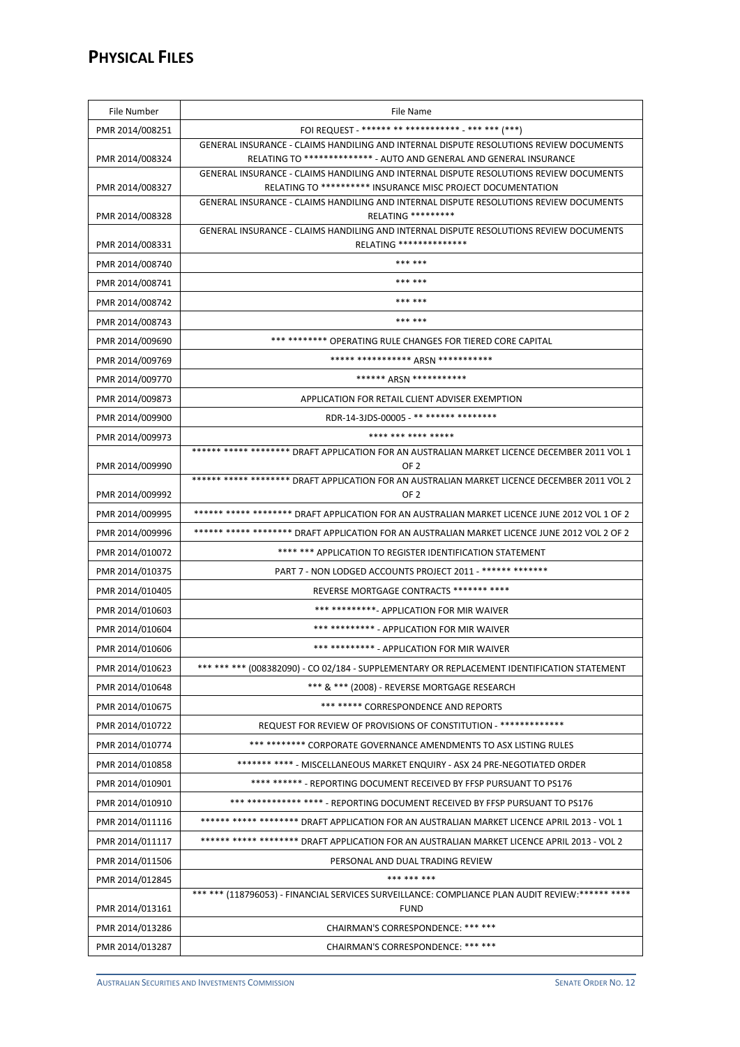## PHYSICAL FILES

| File Number | File Name |
|---|---|
| PMR 2014/008251 | FOI REQUEST - ****** ** *********** - *** *** (***) |
| PMR 2014/008324 | GENERAL INSURANCE - CLAIMS HANDILING AND INTERNAL DISPUTE RESOLUTIONS REVIEW DOCUMENTS RELATING TO ************** - AUTO AND GENERAL AND GENERAL INSURANCE |
| PMR 2014/008327 | GENERAL INSURANCE - CLAIMS HANDILING AND INTERNAL DISPUTE RESOLUTIONS REVIEW DOCUMENTS RELATING TO ********** INSURANCE MISC PROJECT DOCUMENTATION |
| PMR 2014/008328 | GENERAL INSURANCE - CLAIMS HANDILING AND INTERNAL DISPUTE RESOLUTIONS REVIEW DOCUMENTS RELATING ********* |
| PMR 2014/008331 | GENERAL INSURANCE - CLAIMS HANDILING AND INTERNAL DISPUTE RESOLUTIONS REVIEW DOCUMENTS RELATING ************** |
| PMR 2014/008740 | *** *** |
| PMR 2014/008741 | *** *** |
| PMR 2014/008742 | *** *** |
| PMR 2014/008743 | *** *** |
| PMR 2014/009690 | *** ******** OPERATING RULE CHANGES FOR TIERED CORE CAPITAL |
| PMR 2014/009769 | ***** *********** ARSN *********** |
| PMR 2014/009770 | ****** ARSN *********** |
| PMR 2014/009873 | APPLICATION FOR RETAIL CLIENT ADVISER EXEMPTION |
| PMR 2014/009900 | RDR-14-3JDS-00005 - ** ****** ******** |
| PMR 2014/009973 | **** *** **** ***** |
| PMR 2014/009990 | ****** ***** ******** DRAFT APPLICATION FOR AN AUSTRALIAN MARKET LICENCE DECEMBER 2011 VOL 1 OF 2 |
| PMR 2014/009992 | ****** ***** ******** DRAFT APPLICATION FOR AN AUSTRALIAN MARKET LICENCE DECEMBER 2011 VOL 2 OF 2 |
| PMR 2014/009995 | ****** ***** ******** DRAFT APPLICATION FOR AN AUSTRALIAN MARKET LICENCE JUNE 2012 VOL 1 OF 2 |
| PMR 2014/009996 | ****** ***** ******** DRAFT APPLICATION FOR AN AUSTRALIAN MARKET LICENCE JUNE 2012 VOL 2 OF 2 |
| PMR 2014/010072 | **** *** APPLICATION TO REGISTER IDENTIFICATION STATEMENT |
| PMR 2014/010375 | PART 7 - NON LODGED ACCOUNTS PROJECT 2011 - ****** ******* |
| PMR 2014/010405 | REVERSE MORTGAGE CONTRACTS ******* **** |
| PMR 2014/010603 | *** *********- APPLICATION FOR MIR WAIVER |
| PMR 2014/010604 | *** ********* - APPLICATION FOR MIR WAIVER |
| PMR 2014/010606 | *** ********* - APPLICATION FOR MIR WAIVER |
| PMR 2014/010623 | *** *** *** (008382090) - CO 02/184 - SUPPLEMENTARY OR REPLACEMENT IDENTIFICATION STATEMENT |
| PMR 2014/010648 | *** & *** (2008) - REVERSE MORTGAGE RESEARCH |
| PMR 2014/010675 | *** ***** CORRESPONDENCE AND REPORTS |
| PMR 2014/010722 | REQUEST FOR REVIEW OF PROVISIONS OF CONSTITUTION - ************* |
| PMR 2014/010774 | *** ******** CORPORATE GOVERNANCE AMENDMENTS TO ASX LISTING RULES |
| PMR 2014/010858 | ******* **** - MISCELLANEOUS MARKET ENQUIRY - ASX 24 PRE-NEGOTIATED ORDER |
| PMR 2014/010901 | **** ****** - REPORTING DOCUMENT RECEIVED BY FFSP PURSUANT TO PS176 |
| PMR 2014/010910 | *** *********** **** - REPORTING DOCUMENT RECEIVED BY FFSP PURSUANT TO PS176 |
| PMR 2014/011116 | ****** ***** ******** DRAFT APPLICATION FOR AN AUSTRALIAN MARKET LICENCE APRIL 2013 - VOL 1 |
| PMR 2014/011117 | ****** ***** ******** DRAFT APPLICATION FOR AN AUSTRALIAN MARKET LICENCE APRIL 2013 - VOL 2 |
| PMR 2014/011506 | PERSONAL AND DUAL TRADING REVIEW |
| PMR 2014/012845 | *** *** *** |
| PMR 2014/013161 | *** *** (118796053) - FINANCIAL SERVICES SURVEILLANCE: COMPLIANCE PLAN AUDIT REVIEW:****** **** FUND |
| PMR 2014/013286 | CHAIRMAN'S CORRESPONDENCE: *** *** |
| PMR 2014/013287 | CHAIRMAN'S CORRESPONDENCE: *** *** |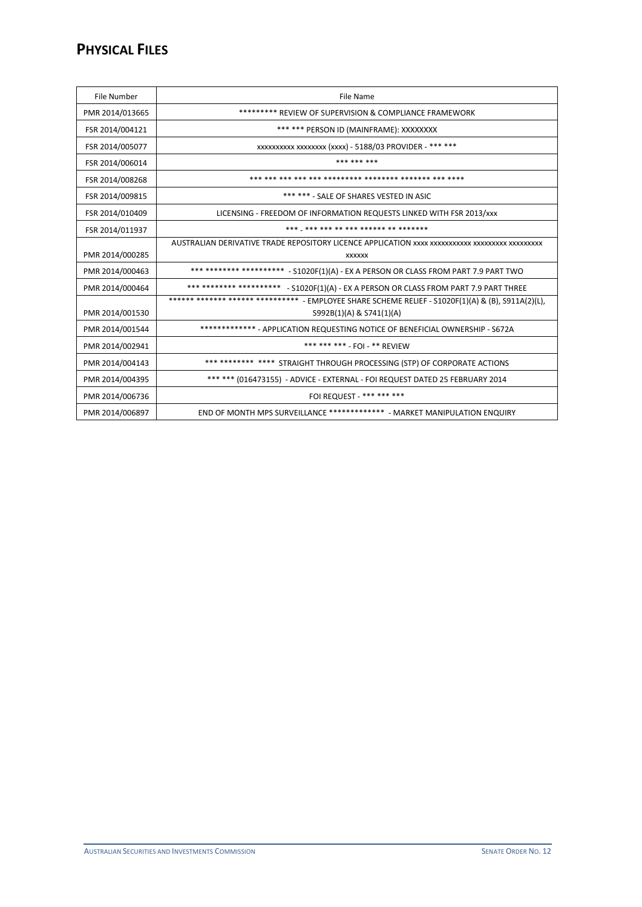## PHYSICAL FILES

| File Number | File Name |
|---|---|
| PMR 2014/013665 | ********* REVIEW OF SUPERVISION & COMPLIANCE FRAMEWORK |
| FSR 2014/004121 | *** *** PERSON ID (MAINFRAME): XXXXXXXX |
| FSR 2014/005077 | xxxxxxxxxx xxxxxxxx (xxxx) - 5188/03 PROVIDER - *** *** |
| FSR 2014/006014 | *** *** *** |
| FSR 2014/008268 | *** *** *** *** *** ********* ******** ******* *** **** |
| FSR 2014/009815 | *** *** - SALE OF SHARES VESTED IN ASIC |
| FSR 2014/010409 | LICENSING - FREEDOM OF INFORMATION REQUESTS LINKED WITH FSR 2013/xxx |
| FSR 2014/011937 | *** - *** *** ** *** ****** ** ******* |
| PMR 2014/000285 | AUSTRALIAN DERIVATIVE TRADE REPOSITORY LICENCE APPLICATION xxxx xxxxxxxxxxx xxxxxxxxx xxxxxxxxx xxxxxx |
| PMR 2014/000463 | *** ******** ********** - S1020F(1)(A) - EX A PERSON OR CLASS FROM PART 7.9 PART TWO |
| PMR 2014/000464 | *** ******** ********** - S1020F(1)(A) - EX A PERSON OR CLASS FROM PART 7.9 PART THREE |
| PMR 2014/001530 | ****** ******* ****** *********** - EMPLOYEE SHARE SCHEME RELIEF - S1020F(1)(A) & (B), S911A(2)(L), S992B(1)(A) & S741(1)(A) |
| PMR 2014/001544 | ************* - APPLICATION REQUESTING NOTICE OF BENEFICIAL OWNERSHIP - S672A |
| PMR 2014/002941 | *** *** *** - FOI - ** REVIEW |
| PMR 2014/004143 | *** ******** **** STRAIGHT THROUGH PROCESSING (STP) OF CORPORATE ACTIONS |
| PMR 2014/004395 | *** *** (016473155) - ADVICE - EXTERNAL - FOI REQUEST DATED 25 FEBRUARY 2014 |
| PMR 2014/006736 | FOI REQUEST - *** *** *** |
| PMR 2014/006897 | END OF MONTH MPS SURVEILLANCE ************* - MARKET MANIPULATION ENQUIRY |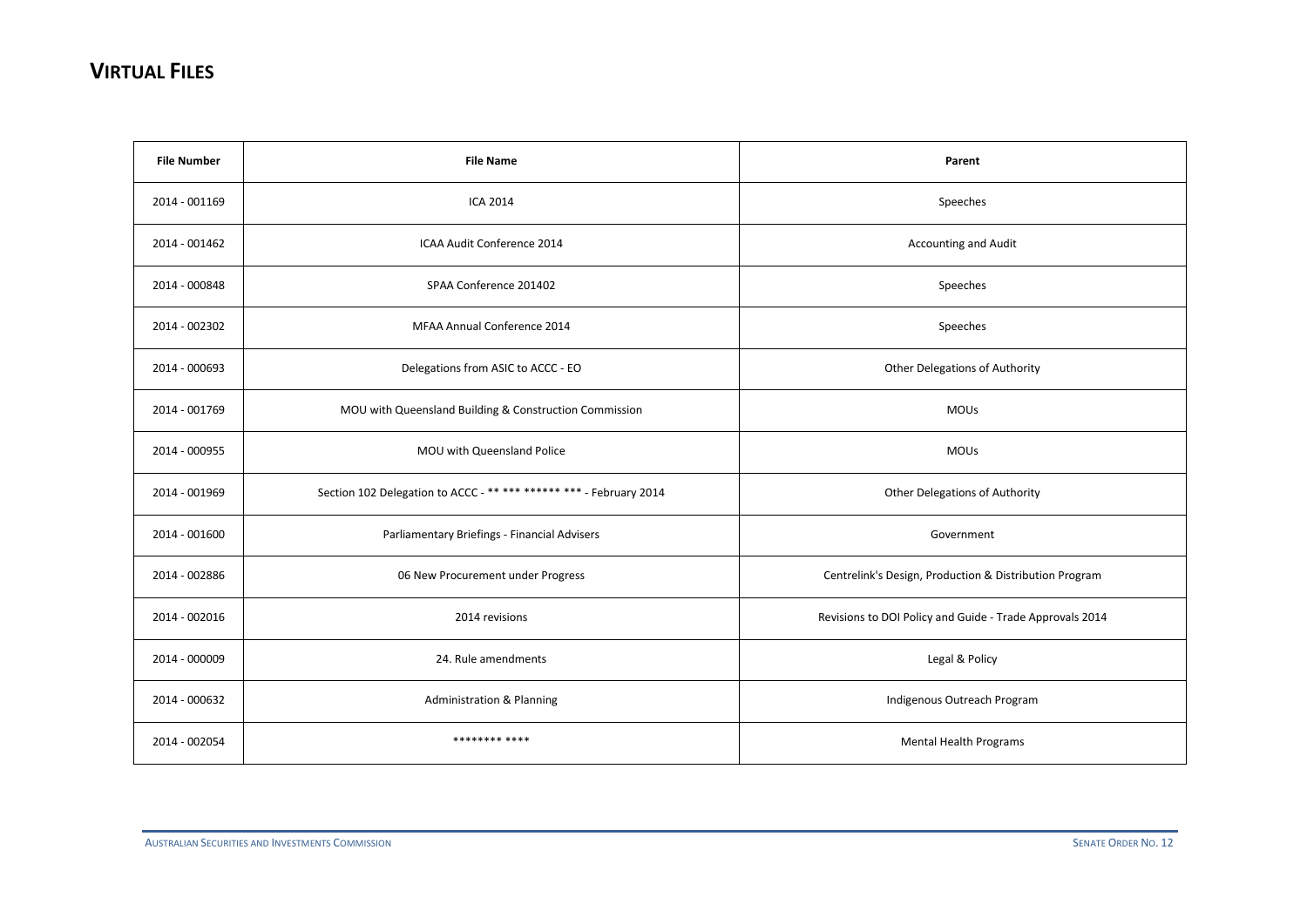# VIRTUAL FILES

| File Number | File Name | Parent |
|---|---|---|
| 2014 - 001169 | ICA 2014 | Speeches |
| 2014 - 001462 | ICAA Audit Conference 2014 | Accounting and Audit |
| 2014 - 000848 | SPAA Conference 201402 | Speeches |
| 2014 - 002302 | MFAA Annual Conference 2014 | Speeches |
| 2014 - 000693 | Delegations from ASIC to ACCC - EO | Other Delegations of Authority |
| 2014 - 001769 | MOU with Queensland Building & Construction Commission | MOUs |
| 2014 - 000955 | MOU with Queensland Police | MOUs |
| 2014 - 001969 | Section 102 Delegation to ACCC - ** *** ****** *** - February 2014 | Other Delegations of Authority |
| 2014 - 001600 | Parliamentary Briefings - Financial Advisers | Government |
| 2014 - 002886 | 06 New Procurement under Progress | Centrelink's Design, Production & Distribution Program |
| 2014 - 002016 | 2014 revisions | Revisions to DOI Policy and Guide - Trade Approvals 2014 |
| 2014 - 000009 | 24. Rule amendments | Legal & Policy |
| 2014 - 000632 | Administration & Planning | Indigenous Outreach Program |
| 2014 - 002054 | ********* **** | Mental Health Programs |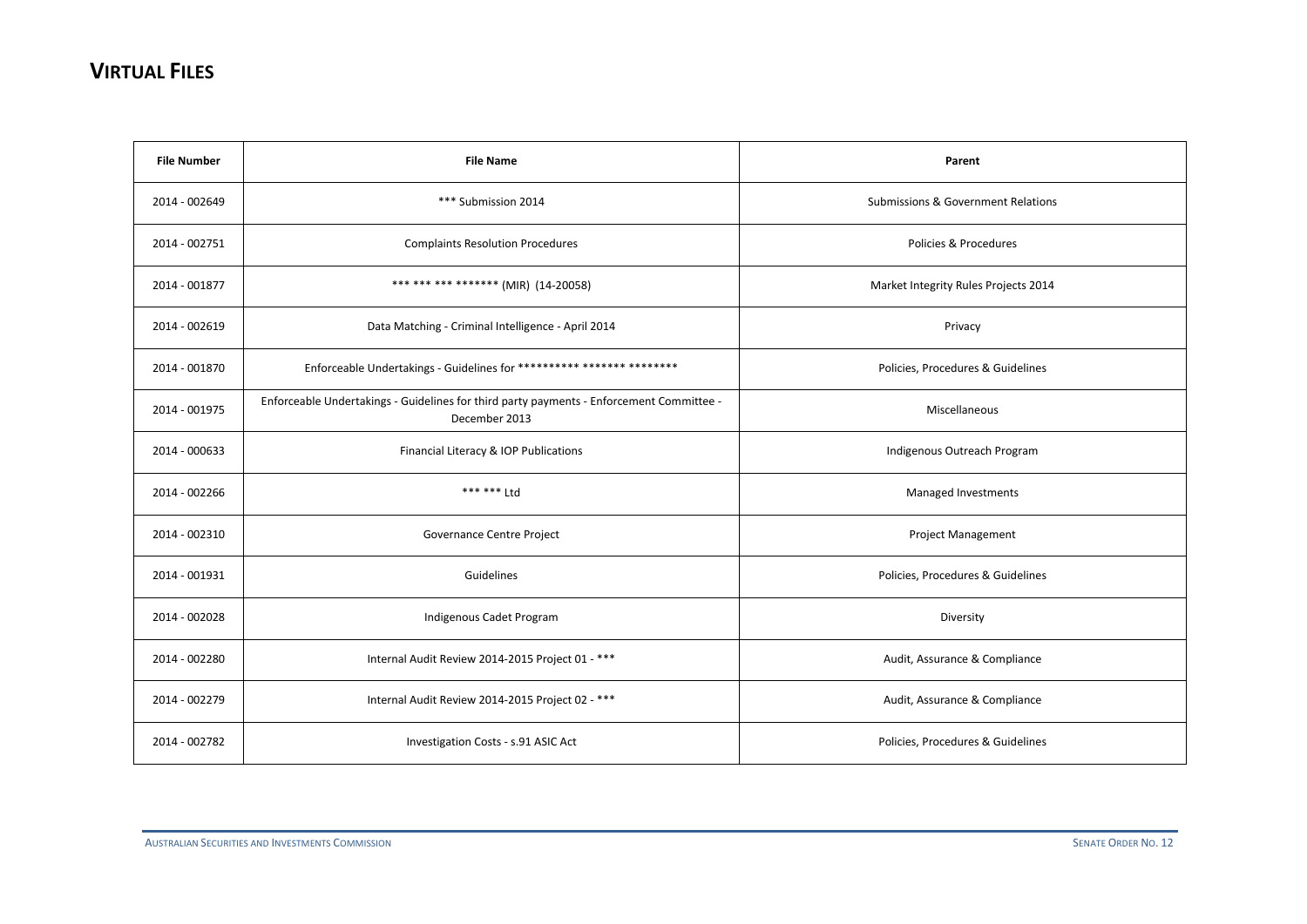## VIRTUAL FILES

| File Number | File Name | Parent |
|---|---|---|
| 2014 - 002649 | *** Submission 2014 | Submissions & Government Relations |
| 2014 - 002751 | Complaints Resolution Procedures | Policies & Procedures |
| 2014 - 001877 | *** *** *** ******* (MIR) (14-20058) | Market Integrity Rules Projects 2014 |
| 2014 - 002619 | Data Matching - Criminal Intelligence - April 2014 | Privacy |
| 2014 - 001870 | Enforceable Undertakings - Guidelines for ********** ******* ******** | Policies, Procedures & Guidelines |
| 2014 - 001975 | Enforceable Undertakings - Guidelines for third party payments - Enforcement Committee - December 2013 | Miscellaneous |
| 2014 - 000633 | Financial Literacy & IOP Publications | Indigenous Outreach Program |
| 2014 - 002266 | *** *** Ltd | Managed Investments |
| 2014 - 002310 | Governance Centre Project | Project Management |
| 2014 - 001931 | Guidelines | Policies, Procedures & Guidelines |
| 2014 - 002028 | Indigenous Cadet Program | Diversity |
| 2014 - 002280 | Internal Audit Review 2014-2015 Project 01 - *** | Audit, Assurance & Compliance |
| 2014 - 002279 | Internal Audit Review 2014-2015 Project 02 - *** | Audit, Assurance & Compliance |
| 2014 - 002782 | Investigation Costs - s.91 ASIC Act | Policies, Procedures & Guidelines |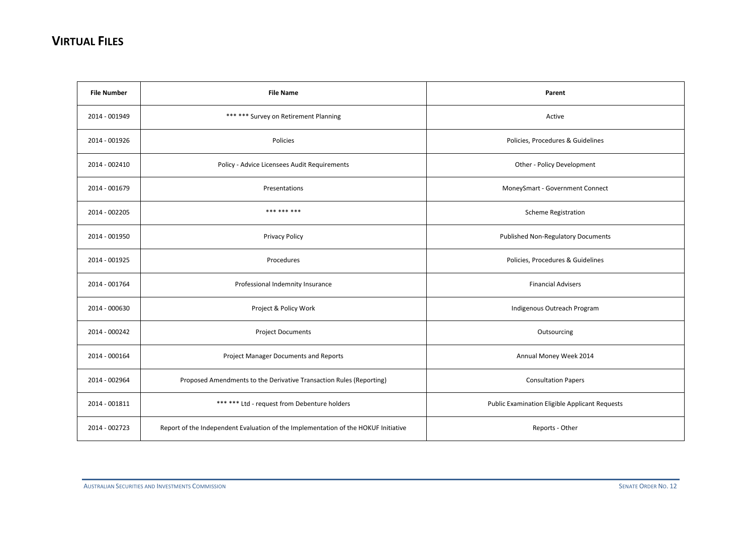# VIRTUAL FILES

| File Number | File Name | Parent |
|---|---|---|
| 2014 - 001949 | *** *** Survey on Retirement Planning | Active |
| 2014 - 001926 | Policies | Policies, Procedures & Guidelines |
| 2014 - 002410 | Policy - Advice Licensees Audit Requirements | Other - Policy Development |
| 2014 - 001679 | Presentations | MoneySmart - Government Connect |
| 2014 - 002205 | *** *** *** | Scheme Registration |
| 2014 - 001950 | Privacy Policy | Published Non-Regulatory Documents |
| 2014 - 001925 | Procedures | Policies, Procedures & Guidelines |
| 2014 - 001764 | Professional Indemnity Insurance | Financial Advisers |
| 2014 - 000630 | Project & Policy Work | Indigenous Outreach Program |
| 2014 - 000242 | Project Documents | Outsourcing |
| 2014 - 000164 | Project Manager Documents and Reports | Annual Money Week 2014 |
| 2014 - 002964 | Proposed Amendments to the Derivative Transaction Rules (Reporting) | Consultation Papers |
| 2014 - 001811 | *** *** Ltd - request from Debenture holders | Public Examination Eligible Applicant Requests |
| 2014 - 002723 | Report of the Independent Evaluation of the Implementation of the HOKUF Initiative | Reports - Other |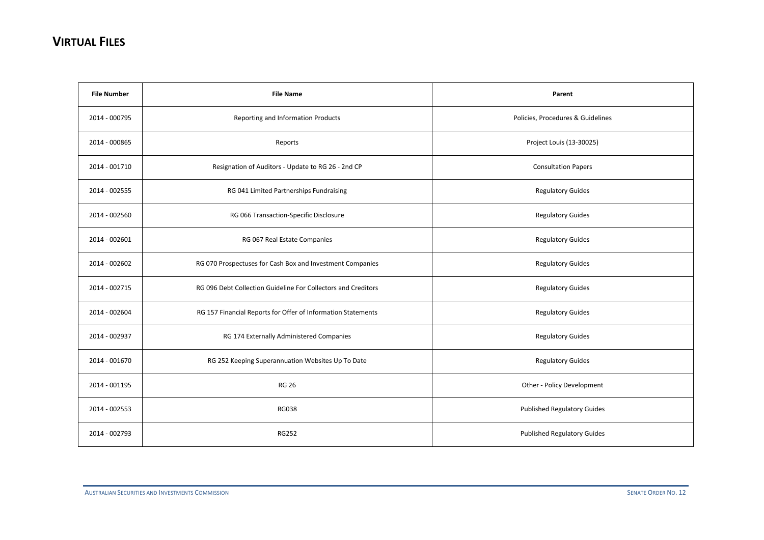## VIRTUAL FILES

| File Number | File Name | Parent |
|---|---|---|
| 2014 - 000795 | Reporting and Information Products | Policies, Procedures & Guidelines |
| 2014 - 000865 | Reports | Project Louis (13-30025) |
| 2014 - 001710 | Resignation of Auditors - Update to RG 26 - 2nd CP | Consultation Papers |
| 2014 - 002555 | RG 041 Limited Partnerships Fundraising | Regulatory Guides |
| 2014 - 002560 | RG 066 Transaction-Specific Disclosure | Regulatory Guides |
| 2014 - 002601 | RG 067 Real Estate Companies | Regulatory Guides |
| 2014 - 002602 | RG 070 Prospectuses for Cash Box and Investment Companies | Regulatory Guides |
| 2014 - 002715 | RG 096 Debt Collection Guideline For Collectors and Creditors | Regulatory Guides |
| 2014 - 002604 | RG 157 Financial Reports for Offer of Information Statements | Regulatory Guides |
| 2014 - 002937 | RG 174 Externally Administered Companies | Regulatory Guides |
| 2014 - 001670 | RG 252 Keeping Superannuation Websites Up To Date | Regulatory Guides |
| 2014 - 001195 | RG 26 | Other - Policy Development |
| 2014 - 002553 | RG038 | Published Regulatory Guides |
| 2014 - 002793 | RG252 | Published Regulatory Guides |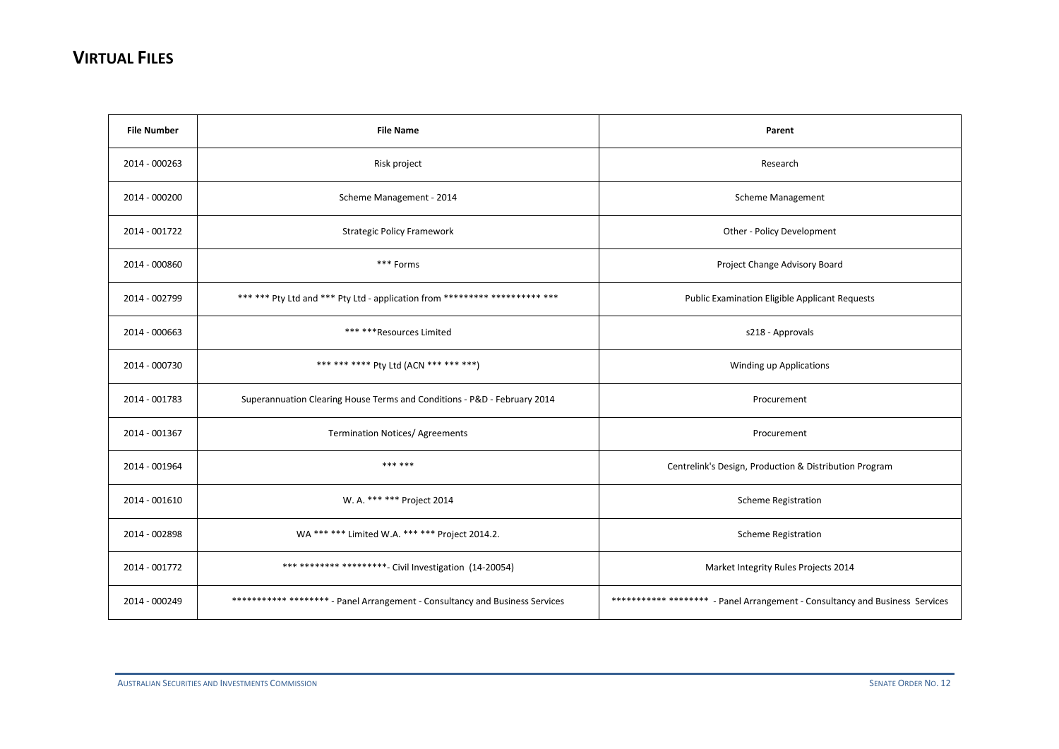## VIRTUAL FILES

| File Number | File Name | Parent |
|---|---|---|
| 2014 - 000263 | Risk project | Research |
| 2014 - 000200 | Scheme Management - 2014 | Scheme Management |
| 2014 - 001722 | Strategic Policy Framework | Other - Policy Development |
| 2014 - 000860 | *** Forms | Project Change Advisory Board |
| 2014 - 002799 | *** *** Pty Ltd and *** Pty Ltd - application from ********* ********** *** | Public Examination Eligible Applicant Requests |
| 2014 - 000663 | *** ***Resources Limited | s218 - Approvals |
| 2014 - 000730 | *** *** **** Pty Ltd (ACN *** *** ***) | Winding up Applications |
| 2014 - 001783 | Superannuation Clearing House Terms and Conditions - P&D - February 2014 | Procurement |
| 2014 - 001367 | Termination Notices/ Agreements | Procurement |
| 2014 - 001964 | *** *** | Centrelink's Design, Production & Distribution Program |
| 2014 - 001610 | W. A. *** *** Project 2014 | Scheme Registration |
| 2014 - 002898 | WA *** *** Limited W.A. *** *** Project 2014.2. | Scheme Registration |
| 2014 - 001772 | *** ******** *********- Civil Investigation (14-20054) | Market Integrity Rules Projects 2014 |
| 2014 - 000249 | *********** ******** - Panel Arrangement - Consultancy and Business Services | *********** ******** - Panel Arrangement - Consultancy and Business Services |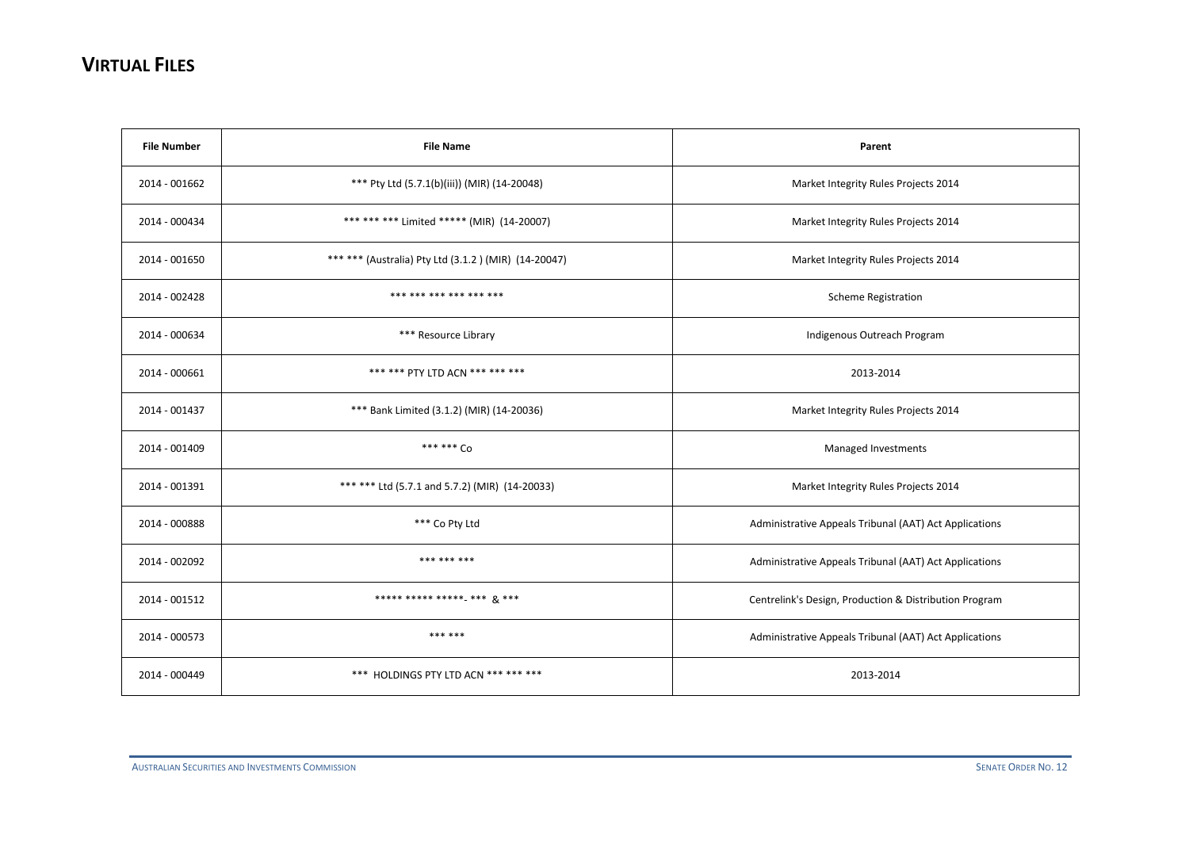# VIRTUAL FILES

| File Number | File Name | Parent |
| --- | --- | --- |
| 2014 - 001662 | *** Pty Ltd (5.7.1(b)(iii)) (MIR) (14-20048) | Market Integrity Rules Projects 2014 |
| 2014 - 000434 | *** *** *** Limited ***** (MIR) (14-20007) | Market Integrity Rules Projects 2014 |
| 2014 - 001650 | *** *** (Australia) Pty Ltd (3.1.2 ) (MIR) (14-20047) | Market Integrity Rules Projects 2014 |
| 2014 - 002428 | *** *** *** *** *** *** | Scheme Registration |
| 2014 - 000634 | *** Resource Library | Indigenous Outreach Program |
| 2014 - 000661 | *** *** PTY LTD ACN *** *** *** | 2013-2014 |
| 2014 - 001437 | *** Bank Limited (3.1.2) (MIR) (14-20036) | Market Integrity Rules Projects 2014 |
| 2014 - 001409 | *** *** Co | Managed Investments |
| 2014 - 001391 | *** *** Ltd (5.7.1 and 5.7.2) (MIR) (14-20033) | Market Integrity Rules Projects 2014 |
| 2014 - 000888 | *** Co Pty Ltd | Administrative Appeals Tribunal (AAT) Act Applications |
| 2014 - 002092 | *** *** *** | Administrative Appeals Tribunal (AAT) Act Applications |
| 2014 - 001512 | ***** ***** *****_ *** & *** | Centrelink's Design, Production & Distribution Program |
| 2014 - 000573 | *** *** | Administrative Appeals Tribunal (AAT) Act Applications |
| 2014 - 000449 | *** HOLDINGS PTY LTD ACN *** *** *** | 2013-2014 |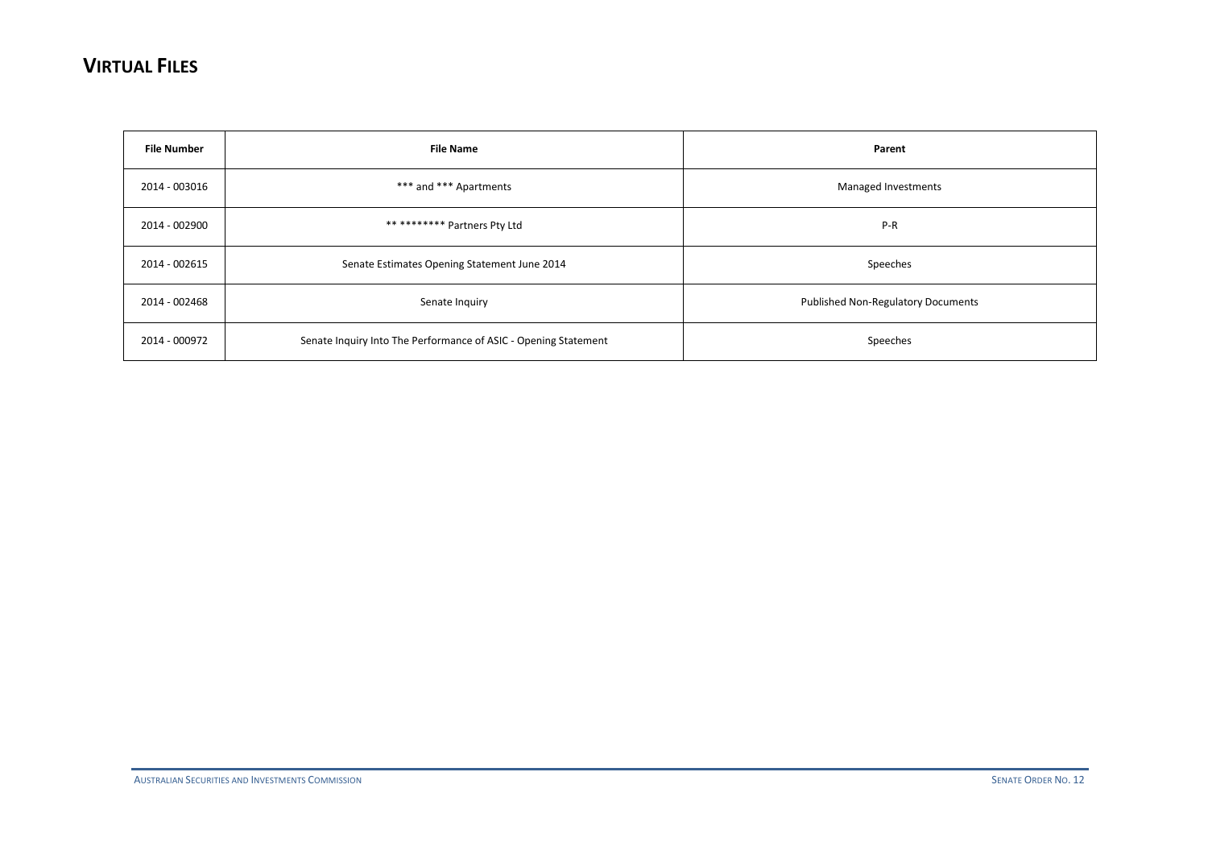## VIRTUAL FILES

| File Number | File Name | Parent |
|---|---|---|
| 2014 - 003016 | *** and *** Apartments | Managed Investments |
| 2014 - 002900 | ** ******** Partners Pty Ltd | P-R |
| 2014 - 002615 | Senate Estimates Opening Statement June 2014 | Speeches |
| 2014 - 002468 | Senate Inquiry | Published Non-Regulatory Documents |
| 2014 - 000972 | Senate Inquiry Into The Performance of ASIC - Opening Statement | Speeches |